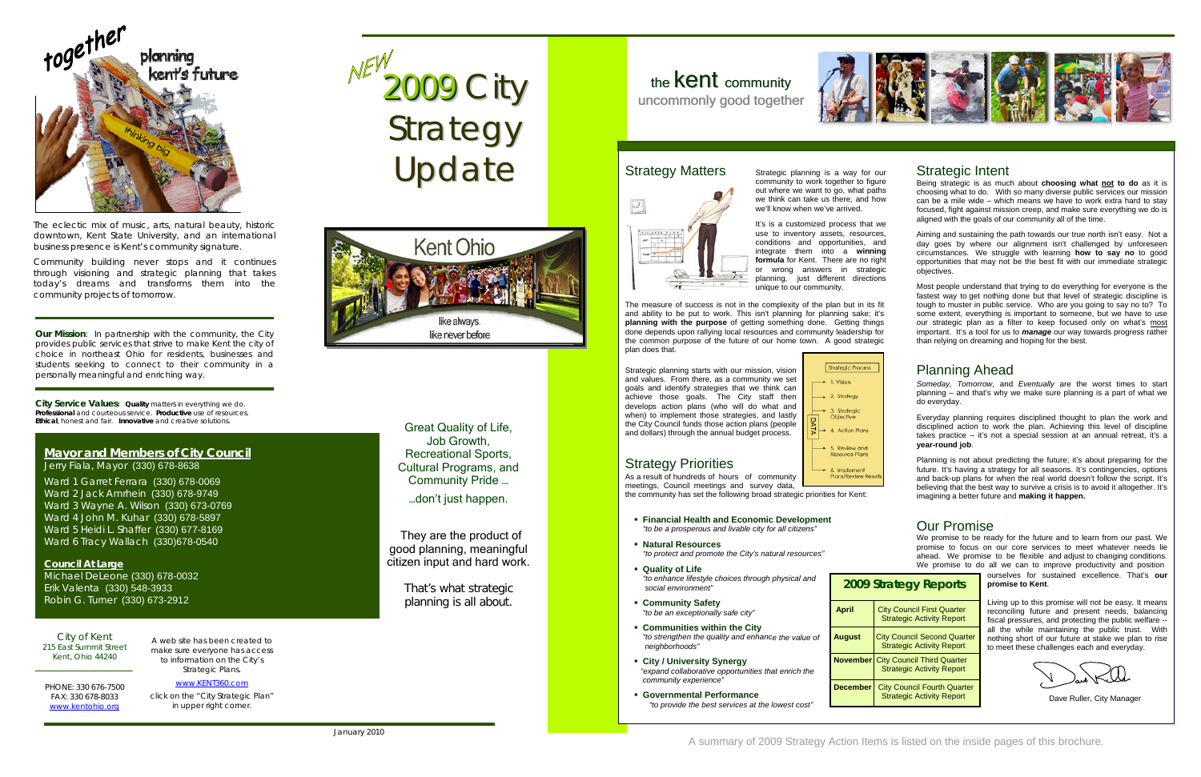together planning kent's future

The eclectic mix of music, arts, natural beauty, historic downtown, Kent State University, and an international business presence is Kent's community signature.

Community building never stops and it continues through visioning and strategic planning that takes today's dreams and transforms them into the community projects of tomorrow.

**Our Mission**: In partnership with the community, the City provides public services that strive to make Kent the city of choice in northeast Ohio for residents, businesses and students seeking to connect to their community in a personally meaningful and enriching way.

**City Service Values**: **Quality** matters in everything we do. **Professional** and courteous service. **Productive** use of resources. **Ethical**, honest and fair. **Innovative** and creative solutions.

## Mayor and Members of City Council

Jerry Fiala, Mayor (330) 678-8638

Ward 1 Garret Ferrara (330) 678-0069
Ward 2 Jack Amrhein (330) 678-9749
Ward 3 Wayne A. Wilson (330) 673-0769
Ward 4 John M. Kuhar (330) 678-5897
Ward 5 Heidi L. Shaffer (330) 677-8169
Ward 6 Tracy Wallach (330)678-0540

### Council At Large

Michael DeLeone (330) 678-0032
Erik Valenta (330) 548-3933
Robin G. Turner (330) 673-2912

City of Kent
215 East Summit Street
Kent, Ohio 44240

PHONE: 330 676-7500
FAX: 330 678-8033
www.kentohio.org

A web site has been created to make sure everyone has access to information on the City's Strategic Plans.

www.KENT360.com

click on the "City Strategic Plan" in upper right corner.

# NEW 2009 City Strategy Update

Kent Ohio

like always. like never before

Great Quality of Life, Job Growth, Recreational Sports, Cultural Programs, and Community Pride ...

...don't just happen.

They are the product of good planning, meaningful citizen input and hard work.

That's what strategic planning is all about.

January 2010

the kent community
uncommonly good together

## Strategy Matters

Strategic planning is a way for our community to work together to figure out where we want to go, what paths we think can take us there, and how we'll know when we've arrived.

It's is a customized process that we use to inventory assets, resources, conditions and opportunities, and integrate them into a **winning formula** for Kent. There are no right or wrong answers in strategic planning, just different directions unique to our community.

The measure of success is not in the complexity of the plan but in its fit and ability to be put to work. This isn't planning for planning sake; it's **planning with the purpose** of getting something done. Getting things done depends upon rallying local resources and community leadership for the common purpose of the future of our home town. A good strategic plan does that.

Strategic planning starts with our mission, vision and values. From there, as a community we set goals and identify strategies that we think can achieve those goals. The City staff then develops action plans (who will do what and when) to implement those strategies, and lastly the City Council funds those action plans (people and dollars) through the annual budget process.

Strategic Process
1. Vision
2. Strategy
3. Strategic Objective
4. Action Plans
5. Review and Resource Plans
6. Implement Plans/Review Results
DATA

## Strategy Priorities

As a result of hundreds of hours of community meetings, Council meetings and survey data, the community has set the following broad strategic priorities for Kent:

- **Financial Health and Economic Development**
  *"to be a prosperous and livable city for all citizens"*
- **Natural Resources**
  *"to protect and promote the City's natural resources"*
- **Quality of Life**
  *"to enhance lifestyle choices through physical and social environment"*
- **Community Safety**
  *"to be an exceptionally safe city"*
- **Communities within the City**
  *"to strengthen the quality and enhance the value of neighborhoods"*
- **City / University Synergy**
  *"expand collaborative opportunities that enrich the community experience"*
- **Governmental Performance**
  *"to provide the best services at the lowest cost"*

## Strategic Intent

Being strategic is as much about **choosing what not to do** as it is choosing what to do. With so many diverse public services our mission can be a mile wide – which means we have to work extra hard to stay focused, fight against mission creep, and make sure everything we do is aligned with the goals of our community all of the time.

Aiming and sustaining the path towards our true north isn't easy. Not a day goes by where our alignment isn't challenged by unforeseen circumstances. We struggle with learning **how to say no** to good opportunities that may not be the best fit with our immediate strategic objectives.

Most people understand that trying to do everything for everyone is the fastest way to get nothing done but that level of strategic discipline is tough to muster in public service. Who are you going to say no to? To some extent, everything is important to someone, but we have to use our strategic plan as a filter to keep focused only on what's most important. It's a tool for us to ***manage*** our way towards progress rather than relying on dreaming and hoping for the best.

## Planning Ahead

*Someday, Tomorrow*, and *Eventually* are the worst times to start planning – and that's why we make sure planning is a part of what we do everyday.

Everyday planning requires disciplined thought to plan the work and disciplined action to work the plan. Achieving this level of discipline takes practice – it's not a special session at an annual retreat, it's a **year-round job**.

Planning is not about predicting the future; it's about preparing for the future. It's having a strategy for all seasons. It's contingencies, options and back-up plans for when the real world doesn't follow the script. It's believing that the best way to survive a crisis is to avoid it altogether. It's imagining a better future and **making it happen.**

## Our Promise

We promise to be ready for the future and to learn from our past. We promise to focus on our core services to meet whatever needs lie ahead. We promise to be flexible and adjust to changing conditions. We promise to do all we can to improve productivity and position ourselves for sustained excellence. That's **our promise to Kent**.

Living up to this promise will not be easy. It means reconciling future and present needs, balancing fiscal pressures, and protecting the public welfare -- all the while maintaining the public trust. With nothing short of our future at stake we plan to rise to meet these challenges each and everyday.

Dave Ruller, City Manager

| 2009 Strategy Reports | |
|---|---|
| April | City Council First Quarter Strategic Activity Report |
| August | City Council Second Quarter Strategic Activity Report |
| November | City Council Third Quarter Strategic Activity Report |
| December | City Council Fourth Quarter Strategic Activity Report |

A summary of 2009 Strategy Action Items is listed on the inside pages of this brochure.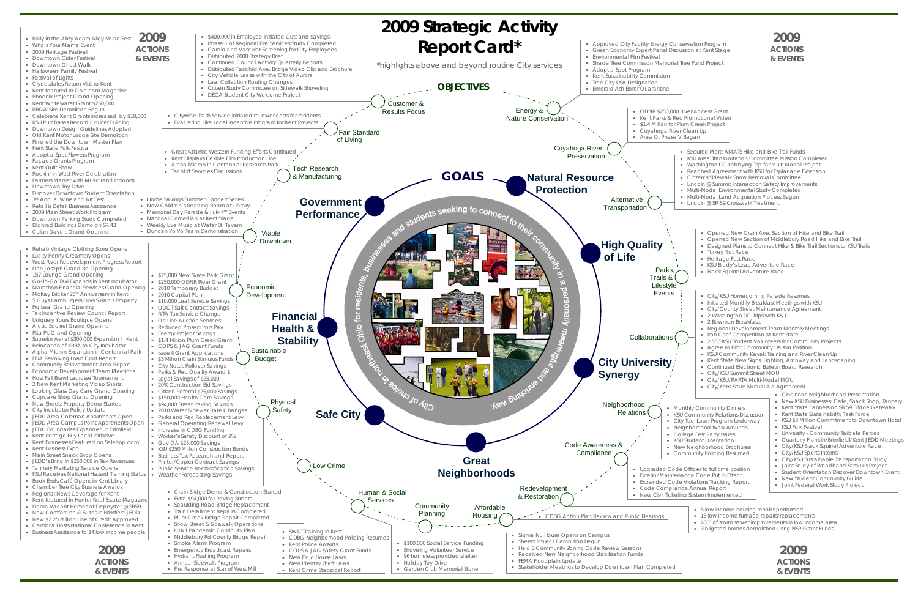# 2009 Strategic Activity Report Card*

*highlights above and beyond routine City services

## OBJECTIVES

## GOALS

City of choice in northeast Ohio for residents, businesses and students seeking to connect to their community in a personally meaningful and enriching way.

## 2009 ACTIONS & EVENTS

- Rally in the Alley Acorn Alley Music Fest
- Who's Your Mama Event
- 2009 Heritage Festival
- Downtown Cider Festival
- Downtown Ghost Walk
- Halloween Family Festival
- Festival of Lights
- Clydesdales Return Visit to Kent
- Kent featured in Ohio.com Magazine
- Phoenix Project Grand Opening
- Kent Whitewater Grant $250,000
- RB&W Site Demolition Begun
- Celebrate Kent Grants increased by $10,000
- KSU Purchases Record Courier Building
- Downtown Design Guidelines Adopted
- Old Kent Motor Lodge Site Demolition
- Finished the Downtown Master Plan
- Kent State Folk Festival
- Adopt a Spot Flowers Program
- Façade Grants Program
- Kent Quilt Show
- Rockin' in West River Celebration
- Farmers Market with Music (and indoors)
- Downtown Toy Drive
- Discover Downtown Student Orientation
- 3rd Annual Wine and Art Fest
- Retail is Detail Business Assistance
- 2009 Main Street Work Program
- Downtown Parking Study Completed
- Blighted Buildings Demo on SR 43
- Cajun Dave's Grand Opening

### Government Performance

**Customer & Results Focus**

- $400,000 in Employee Initiated Cuts and Savings
- Phase 1 of Regional Fire Services Study Completed
- Cardio and Vascular Screening for City Employees
- Distributed 2008 Strategy Brief
- Continued Council Activity Quarterly Reports
- Distributed Fairchild Ave. Bridge Video Clip and Brochure
- City Vehicle Lease with the City of Aurora
- Leaf Collection Routing Changes
- Citizen Study Committee on Sidewalk Shoveling
- DECA Student City Welcome Project

**Fair Standard of Living**

- Citywide Trash Service initiated to lower costs for residents
- Evaluating Hire Local Incentive Program for Kent Projects

**Tech Research & Manufacturing**

- Great Atlantic Western Funding Efforts Continued
- Kent Displays Flexible Film Production Line
- Alpha Micron in Centennial Research Park
- TechLift Services Discussions

**Viable Downtown**

- Home Savings Summer Concert Series
- New Children's Reading Room at Library
- Memorial Day Parade & July 4th Events
- National Comedian at Kent Stage
- Weekly Live Music at Water St. Tavern
- Duncan Yo Yo Team Demonstration

### Financial Health & Stability

**Economic Development**

- Rehab Vintage Clothing Store Opens
- Lucky Penny Creamery Opens
- West River Redevelopment Progress Report
- Don Joseph Grand Re-Opening
- 157 Lounge Grand Opening
- Go-To-Go Taxi Expands in Kent Incubator
- Marathon Financial Services Grand Opening
- McKay Bricker 25th Anniversary in Kent
- 5 Guys Hamburgers Buys Susan's Property
- Fig Leaf Grand Opening
- Tax Incentive Review Council Report
- Uniquely Yours Boutique Opens
- Arctic Squirrel Grand Opening
- Pita Pit Grand Opening
- Superior Aerial $300,000 Expansion in Kent
- Relocation of KRBA to City Incubator
- Alpha Micron Expansion in Centennial Park
- EDA Revolving Loan Fund Report
- Community Reinvestment Area Report
- Economic Development Team Meetings
- Host Fall Brawl Lacrosse Tournament
- 2 New Kent Marketing Video Shorts
- Looking Glass Day Care Grand Opening
- Cupcake Shop Grand Opening
- New Sheetz Property Demo Started
- City Incubator Policy Update
- JEDD Area Coleman Apartments Open
- JEDD Area Campus Point Apartments Open
- JEDD Boundaries Expanded in Brimfield
- Kent-Portage Buy Local Initiative
- Kent Businesses Featured on Salehop.com
- Kent Business Expo
- Main Street Snack Shop Opens
- JEDD's Bring In $350,000 in Tax Revenues
- Tannery Marketing Service Opens
- KSU Receives National Hazard Training Status
- Book-Ends Café Opens in Kent Library
- Chamber Tree City Business Awards
- Regional News Coverage for Kent
- Kent featured in Hunter Real Estate Magazine
- Demo Vacant Homes at Depeyster @ SR59
- New Comfort Inn & Suites in Brimfield JEDD
- New $2.25 Million Line of Credit Approved
- Cambria Hosts National Conference in Kent
- Business Assistance to 14 low income people

**Sustainable Budget**

- $25,000 New Skate Park Grant
- $250,000 ODNR River Grant
- 2010 Temporary Budget
- 2010 Capital Plan
- $10,000 Leaf Service Savings
- ODOT Salt Contract Savings
- RITA Tax Service Change
- On Line Auction Services
- Reduced Prosecutors Pay
- Energy Project Savings
- $1.4 Million Plum Creek Grant
- COPS & JAG Grant Funds
- Issue II Grant Applications
- $3 Million Crain Stimulus Funds
- City Notes Rollover Savings
- Parks & Rec Quality Award $
- Legal Savings of $25,000
- 20% Construction Bid Savings
- Citizen Referral $25,000 Savings
- $150,000 Health Care Savings
- $94,000 Street Paving Savings
- 2010 Water & Sewer Rate Changes
- Parks and Rec Replacement Levy
- General Operating Renewal Levy
- Increase in CDBG Funding
- Worker's Safety Discount of 2%
- Gov QA $25,000 Savings
- KSU $250 Million Construction Bonds
- Business Tax Research and Report
- Printer/Copier Contract Savings
- Public Service Reclassification Savings
- Weather Forecasting Savings

### Safe City

**Physical Safety**

- Crain Bridge Demo & Construction Started
- Extra $94,000 for Paving Streets
- Spaulding Road Bridge Replacement
- Train Derailment Repairs Completed
- Plum Creek Bridge Repair Completed
- Snow Street & Sidewalk Operations
- H1N1 Pandemic Continuity Plan
- Middlebury Rd County Bridge Repair
- Smoke Alarm Program
- Emergency Broadcast Repairs
- Hydrant Flushing Program
- Annual Sidewalk Program
- Fire Response at Star of West Mill

**Low Crime**

- SWAT Training in Kent
- CDBG Neighborhood Policing Resumes
- Kent Police Awards
- COPS & JAG Safety Grant Funds
- New Drug House Laws
- New Identity Theft Laws
- Kent Crime Statistical Report

### Great Neighborhoods

**Human & Social Services**

- $100,000 Social Service Funding
- Shoveling Volunteer Service
- 96 homeless provided shelter
- Holiday Toy Drive
- Garden Club Memorial Stone

**Community Planning**

- Sigma Nu House Opens on Campus
- Sheetz Project Demolition Begun
- Held 8 Community Zoning Code Review Sessions
- Received New Neighborhood Stabilization Funds
- FEMA Floodplain Update
- Stakeholder Meetings to Develop Downtown Plan Completed

**Affordable Housing**

- CDBG Action Plan Review and Public Hearings

**Redevelopment & Restoration**

- 5 low income housing rehabs performed
- 13 low income furnace repairs/replacements
- 400' of storm sewer improvements in low income area
- 3 blighted homes demolished using NSP Grant Funds

**Code Awareness & Compliance**

- Upgraded Code Officer to full time position
- Exterior Maintenance Code Put In Effect
- Expanded Code Violations Tracking Report
- Code Compliance Annual Report
- New Civil Ticketing System Implemented

**Neighborhood Relations**

- Monthly Community Dinners
- KSU Community Relations Discussion
- City Tool Loan Program Underway
- Neighborhood Walk Arounds
- College Fest Party Issues
- KSU Student Orientation
- New Neighborhood Brochures
- Community Policing Resumed

### City University Synergy

**Collaborations**

- City/KSU Homecoming Parade Resumes
- Initiated Monthly Breakfast Meetings with KSU
- City/County Street Maintenance Agreement
- 2 Washington DC Trips with KSU
- 2 Bowman Breakfasts
- Regional Development Team Monthly Meetings
- Iron Chef Competition at Kent State
- 2,555 KSU Student Volunteers for Community Projects
- Agree to Pilot Community Liaison Position
- KSU/Community Kayak Training and River Clean Up
- Kent State New Signs, Lighting, Archway and Landscaping
- Continued Electronic Bulletin Board Research
- City/KSU Summit Street MOU
- City/KSU/PARTA Multi-Modal MOU
- City/Kent State Mutual Aid Agreement

- Cincinnati Neighborhood Presentation
- New KSU Businesses: Café, Snack Shop, Tannery
- Kent State Banners on SR 59 Bridge Gateway
- Kent State Sustainability Task Force
- KSU $3 Million Commitment to Downtown Hotel
- KSU Folk Festival
- University - Community Tailgate Parties
- Quarterly Franklin/Brimfield/Kent JEDD Meetings
- City/KSU Black Squirrel Adventure Race
- City/KSU Sports Interns
- City/KSU Sustainable Transportation Study
- Joint Study of Broadband Stimulus Project
- Student Orientation Discover Downtown Event
- New Student Community Guide
- Joint Federal Work Study Project

### High Quality of Life

**Parks, Trails & Lifestyle Events**

- Opened New Crain Ave. Section of Hike and Bike Trail
- Opened New Section of Middlebury Road Hike and Bike Trail
- Designed Plans to Connect Hike & Bike Trail Sections to KSU Trails
- Turkey Trot Race
- Heritage Fest Race
- KSU Brady's Leap Adventure Race
- Black Squirrel Adventure Race

### Natural Resource Protection

**Energy & Nature Conservation**

- Approved City Facility Energy Conservation Program
- Green Economy Expert Panel Discussion at Kent Stage
- Environmental Film Festival
- Shade Tree Commission Memorial Tree Fund Project
- Adopt a Spot Program
- Kent Sustainability Commission
- Tree City USA Designation
- Emerald Ash Borer Quarantine

**Cuyahoga River Preservation**

- ODNR $250,000 River Access Grant
- Kent Parks & Rec Promotional Video
- $1.4 Million for Plum Creek Project
- Cuyahoga River Clean Up
- Area Q, Phase V Began

**Alternative Transportation**

- Secured More AMATS Hike and Bike Trail Funds
- KSU Area Transportation Committee Mission Completed
- Washington DC Lobbying Trip for Multi-Modal Project
- Reached Agreement with KSU for Esplanade Extension
- Citizen's Sidewalk Snow Removal Committee
- Lincoln @ Summit Intersection Safety Improvements
- Multi-Modal Environmental Study Completed
- Multi-Modal Land Acquisition Process Begun
- Lincoln @ SR 59 Crosswalk Treatment